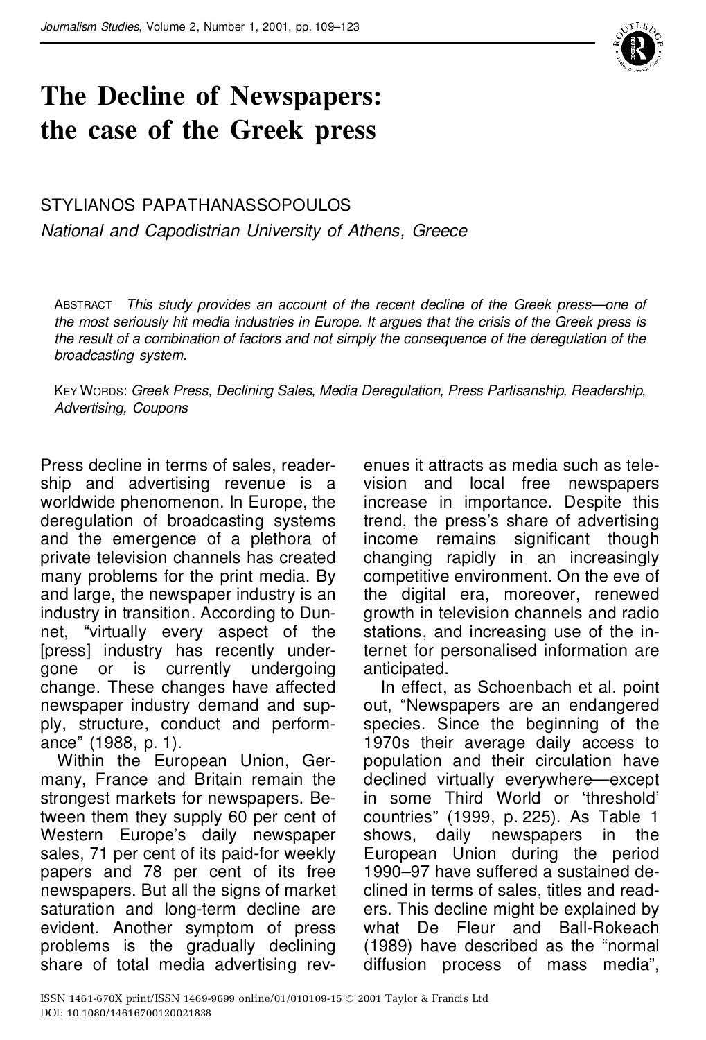# The Decline of Newspapers: the case of the Greek press

STYLIANOS PAPATHANASSOPOULOS

*National and Capodistrian University of Athens, Greece*

ABSTRACT *This study provides an account of the recent decline of the Greek press—one of the most seriously hit media industries in Europe. It argues that the crisis of the Greek press is the result of a combination of factors and not simply the consequence of the deregulation of the broadcasting system.*

KEY WORDS: *Greek Press, Declining Sales, Media Deregulation, Press Partisanship, Readership, Advertising, Coupons*

Press decline in terms of sales, readership and advertising revenue is a worldwide phenomenon. In Europe, the deregulation of broadcasting systems and the emergence of a plethora of private television channels has created many problems for the print media. By and large, the newspaper industry is an industry in transition. According to Dunnet, "virtually every aspect of the [press] industry has recently undergone or is currently undergoing change. These changes have affected newspaper industry demand and supply, structure, conduct and performance" (1988, p. 1).

Within the European Union, Germany, France and Britain remain the strongest markets for newspapers. Between them they supply 60 per cent of Western Europe's daily newspaper sales, 71 per cent of its paid-for weekly papers and 78 per cent of its free newspapers. But all the signs of market saturation and long-term decline are evident. Another symptom of press problems is the gradually declining share of total media advertising revenues it attracts as media such as television and local free newspapers increase in importance. Despite this trend, the press's share of advertising income remains significant though changing rapidly in an increasingly competitive environment. On the eve of the digital era, moreover, renewed growth in television channels and radio stations, and increasing use of the internet for personalised information are anticipated.

In effect, as Schoenbach et al. point out, "Newspapers are an endangered species. Since the beginning of the 1970s their average daily access to population and their circulation have declined virtually everywhere—except in some Third World or 'threshold' countries" (1999, p. 225). As Table 1 shows, daily newspapers in the European Union during the period 1990–97 have suffered a sustained declined in terms of sales, titles and readers. This decline might be explained by what De Fleur and Ball-Rokeach (1989) have described as the "normal diffusion process of mass media",

ISSN 1461-670X print/ISSN 1469-9699 online/01/010109-15 © 2001 Taylor & Francis Ltd
DOI: 10.1080/14616700120021838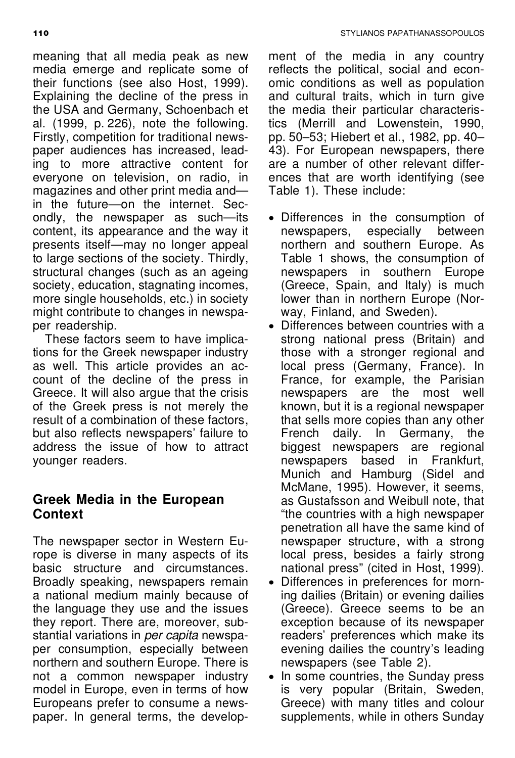meaning that all media peak as new media emerge and replicate some of their functions (see also Host, 1999). Explaining the decline of the press in the USA and Germany, Schoenbach et al. (1999, p. 226), note the following. Firstly, competition for traditional newspaper audiences has increased, leading to more attractive content for everyone on television, on radio, in magazines and other print media and—in the future—on the internet. Secondly, the newspaper as such—its content, its appearance and the way it presents itself—may no longer appeal to large sections of the society. Thirdly, structural changes (such as an ageing society, education, stagnating incomes, more single households, etc.) in society might contribute to changes in newspaper readership.

These factors seem to have implications for the Greek newspaper industry as well. This article provides an account of the decline of the press in Greece. It will also argue that the crisis of the Greek press is not merely the result of a combination of these factors, but also reflects newspapers' failure to address the issue of how to attract younger readers.

## Greek Media in the European Context

The newspaper sector in Western Europe is diverse in many aspects of its basic structure and circumstances. Broadly speaking, newspapers remain a national medium mainly because of the language they use and the issues they report. There are, moreover, substantial variations in *per capita* newspaper consumption, especially between northern and southern Europe. There is not a common newspaper industry model in Europe, even in terms of how Europeans prefer to consume a newspaper. In general terms, the development of the media in any country reflects the political, social and economic conditions as well as population and cultural traits, which in turn give the media their particular characteristics (Merrill and Lowenstein, 1990, pp. 50–53; Hiebert et al., 1982, pp. 40–43). For European newspapers, there are a number of other relevant differences that are worth identifying (see Table 1). These include:

- Differences in the consumption of newspapers, especially between northern and southern Europe. As Table 1 shows, the consumption of newspapers in southern Europe (Greece, Spain, and Italy) is much lower than in northern Europe (Norway, Finland, and Sweden).
- Differences between countries with a strong national press (Britain) and those with a stronger regional and local press (Germany, France). In France, for example, the Parisian newspapers are the most well known, but it is a regional newspaper that sells more copies than any other French daily. In Germany, the biggest newspapers are regional newspapers based in Frankfurt, Munich and Hamburg (Sidel and McMane, 1995). However, it seems, as Gustafsson and Weibull note, that "the countries with a high newspaper penetration all have the same kind of newspaper structure, with a strong local press, besides a fairly strong national press" (cited in Host, 1999).
- Differences in preferences for morning dailies (Britain) or evening dailies (Greece). Greece seems to be an exception because of its newspaper readers' preferences which make its evening dailies the country's leading newspapers (see Table 2).
- In some countries, the Sunday press is very popular (Britain, Sweden, Greece) with many titles and colour supplements, while in others Sunday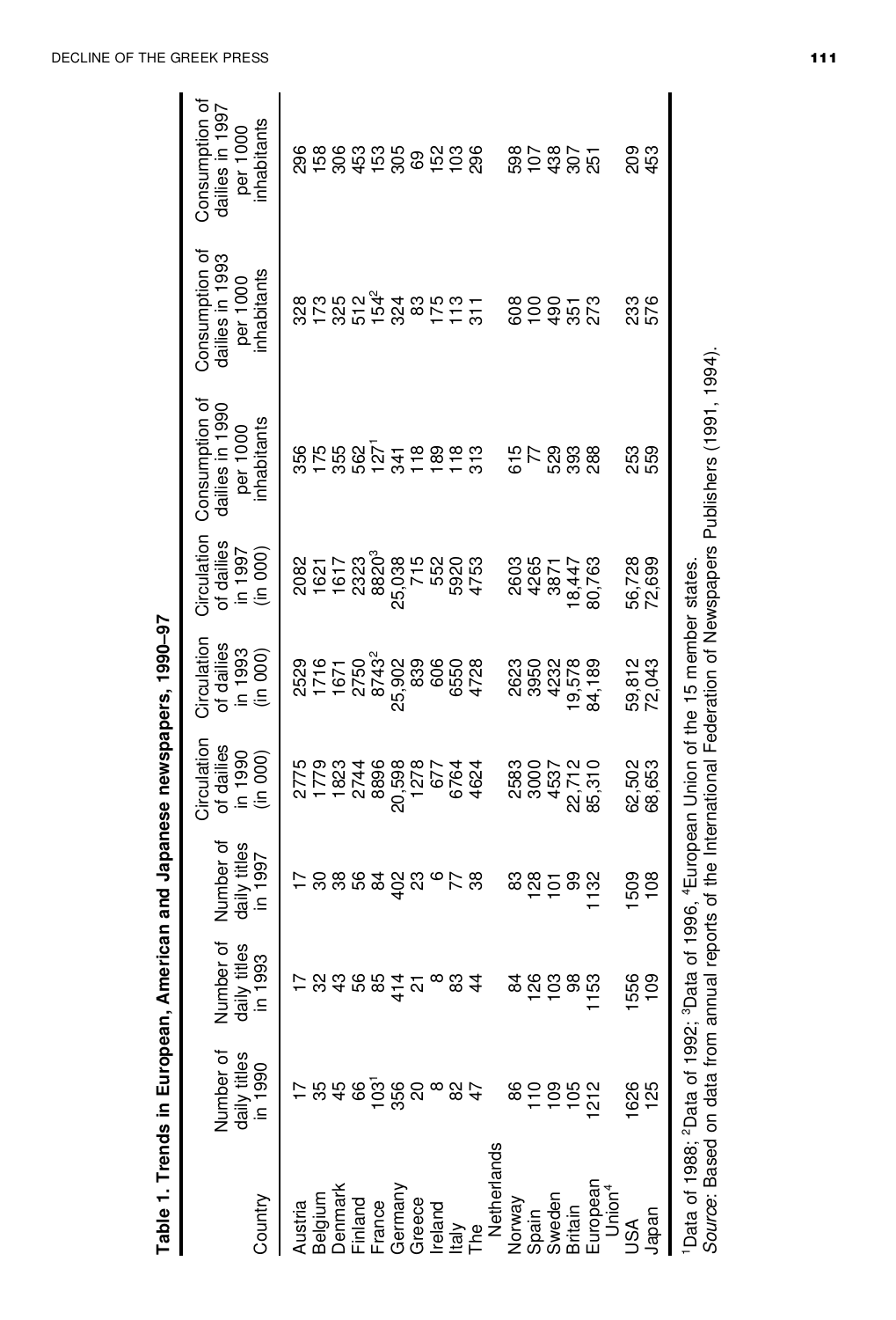**Table 1. Trends in European, American and Japanese newspapers, 1990–97**

| Country | Number of daily titles in 1990 | Number of daily titles in 1993 | Number of daily titles in 1997 | Circulation of dailies in 1990 (in 000) | Circulation of dailies in 1993 (in 000) | Circulation of dailies in 1997 (in 000) | Consumption of dailies in 1990 per 1000 inhabitants | Consumption of dailies in 1993 per 1000 inhabitants | Consumption of dailies in 1997 per 1000 inhabitants |
|---|---|---|---|---|---|---|---|---|---|
| Austria | 17 | 17 | 17 | 2775 | 2529 | 2082 | 356 | 328 | 296 |
| Belgium | 35 | 32 | 30 | 1779 | 1716 | 1621 | 175 | 173 | 158 |
| Denmark | 45 | 43 | 38 | 1823 | 1671 | 1617 | 355 | 325 | 306 |
| Finland | 66 | 56 | 56 | 2744 | 2750 | 2323 | 562 | 512 | 453 |
| France | 103[1] | 85 | 84 | 8896 | 8743[2] | 8820[3] | 127[1] | 154[2] | 153 |
| Germany | 356 | 414 | 402 | 20,598 | 25,902 | 25,038 | 341 | 324 | 305 |
| Greece | 20 | 21 | 23 | 1278 | 839 | 715 | 118 | 83 | 69 |
| Ireland | 8 | 8 | 6 | 677 | 606 | 552 | 189 | 175 | 152 |
| Italy | 82 | 83 | 77 | 6764 | 6550 | 5920 | 118 | 113 | 103 |
| The Netherlands | 47 | 44 | 38 | 4624 | 4728 | 4753 | 313 | 311 | 296 |
| Norway | 86 | 84 | 83 | 2583 | 2623 | 2603 | 615 | 608 | 598 |
| Spain | 110 | 126 | 128 | 3000 | 3950 | 4265 | 77 | 100 | 107 |
| Sweden | 109 | 103 | 101 | 4537 | 4232 | 3871 | 529 | 490 | 438 |
| Britain | 105 | 98 | 99 | 22,712 | 19,578 | 18,447 | 393 | 351 | 307 |
| European Union[4] | 1212 | 1153 | 1132 | 85,310 | 84,189 | 80,763 | 288 | 273 | 251 |
| USA | 1626 | 1556 | 1509 | 62,502 | 59,812 | 56,728 | 253 | 233 | 209 |
| Japan | 125 | 109 | 108 | 68,653 | 72,043 | 72,699 | 559 | 576 | 453 |

[1]Data of 1988; [2]Data of 1992; [3]Data of 1996, [4]European Union of the 15 member states.
*Source*: Based on data from annual reports of the International Federation of Newspapers Publishers (1991, 1994).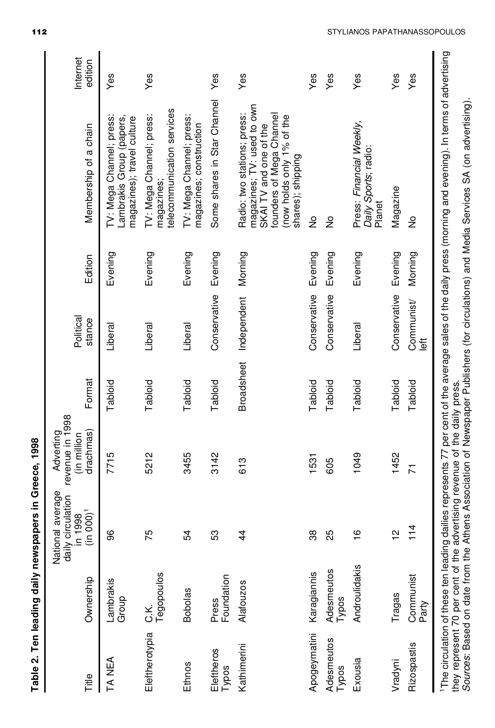**Table 2. Ten leading daily newspapers in Greece, 1998**

| Title | Ownership | National average daily circulation in 1998 (in 000)[1] | Adverting revenue in 1998 (in million drachmas) | Format | Political stance | Edition | Membership of a chain | Internet edition |
|---|---|---|---|---|---|---|---|---|
| TA NEA | Lambrakis Group | 96 | 7715 | Tabloid | Liberal | Evening | TV: Mega Channel; press: Lambrakis Group (papers, magazines); travel culture | Yes |
| Eleftherotypia | C.K. Tegopoulos | 75 | 5212 | Tabloid | Liberal | Evening | TV: Mega Channel; press: magazines; telecommunication services | Yes |
| Ethnos | Bobolas | 54 | 3455 | Tabloid | Liberal | Evening | TV: Mega Channel; press: magazines; construction | |
| Eleftheros Typos | Press Foundation | 53 | 3142 | Tabloid | Conservative | Evening | Some shares in Star Channel | Yes |
| Kathimerini | Alafouzos | 44 | 613 | Broadsheet | Independent | Morning | Radio: two stations; press: magazines; TV: used to own SKAI TV and one of the founders of Mega Channel (now holds only 1% of the shares); shipping | Yes |
| Apogeymatini | Karagiannis | 38 | 1531 | Tabloid | Conservative | Evening | No | Yes |
| Adesmeutos Typos | Adesmeutos Typos | 25 | 605 | Tabloid | Conservative | Evening | No | Yes |
| Exousia | Androulidakis | 16 | 1049 | Tabloid | Liberal | Evening | Press: *Financial Weekly*, *Daily Sports*; radio: Planet | Yes |
| Vradyni | Tragas | 12 | 1452 | Tabloid | Conservative | Evening | Magazine | Yes |
| Rizospastis | Communist Party | 114 | 71 | Tabloid | Communist/ left | Morning | No | Yes |

[1]The circulation of these ten leading dailies represents 77 per cent of the average sales of the daily press (morning and evening). In terms of advertising they represent 70 per cent of the advertising revenue of the daily press.
*Sources*: Based on date from the Athens Association of Newspaper Publishers (for circulations) and Media Services SA (on advertising).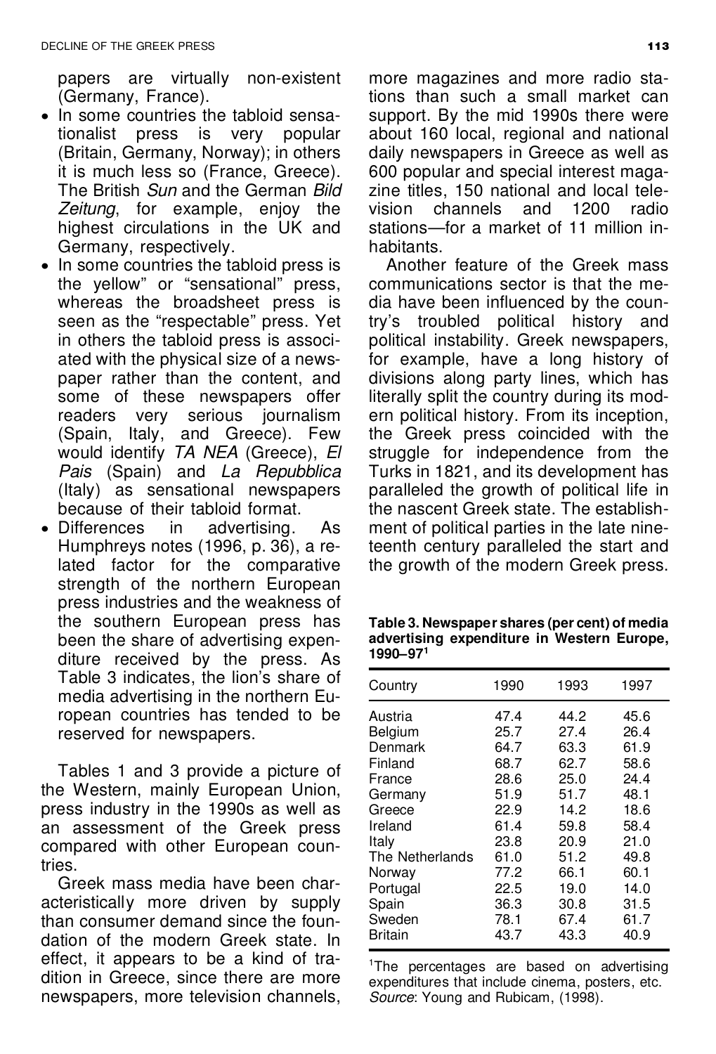papers are virtually non-existent (Germany, France).

- In some countries the tabloid sensationalist press is very popular (Britain, Germany, Norway); in others it is much less so (France, Greece). The British *Sun* and the German *Bild Zeitung*, for example, enjoy the highest circulations in the UK and Germany, respectively.
- In some countries the tabloid press is the yellow" or "sensational" press, whereas the broadsheet press is seen as the "respectable" press. Yet in others the tabloid press is associated with the physical size of a newspaper rather than the content, and some of these newspapers offer readers very serious journalism (Spain, Italy, and Greece). Few would identify *TA NEA* (Greece), *El Pais* (Spain) and *La Repubblica* (Italy) as sensational newspapers because of their tabloid format.
- Differences in advertising. As Humphreys notes (1996, p. 36), a related factor for the comparative strength of the northern European press industries and the weakness of the southern European press has been the share of advertising expenditure received by the press. As Table 3 indicates, the lion's share of media advertising in the northern European countries has tended to be reserved for newspapers.

Tables 1 and 3 provide a picture of the Western, mainly European Union, press industry in the 1990s as well as an assessment of the Greek press compared with other European countries.

Greek mass media have been characteristically more driven by supply than consumer demand since the foundation of the modern Greek state. In effect, it appears to be a kind of tradition in Greece, since there are more newspapers, more television channels, more magazines and more radio stations than such a small market can support. By the mid 1990s there were about 160 local, regional and national daily newspapers in Greece as well as 600 popular and special interest magazine titles, 150 national and local television channels and 1200 radio stations—for a market of 11 million inhabitants.

Another feature of the Greek mass communications sector is that the media have been influenced by the country's troubled political history and political instability. Greek newspapers, for example, have a long history of divisions along party lines, which has literally split the country during its modern political history. From its inception, the Greek press coincided with the struggle for independence from the Turks in 1821, and its development has paralleled the growth of political life in the nascent Greek state. The establishment of political parties in the late nineteenth century paralleled the start and the growth of the modern Greek press.

**Table 3. Newspaper shares (per cent) of media advertising expenditure in Western Europe, 1990–97[1]**

| Country | 1990 | 1993 | 1997 |
|---|---|---|---|
| Austria | 47.4 | 44.2 | 45.6 |
| Belgium | 25.7 | 27.4 | 26.4 |
| Denmark | 64.7 | 63.3 | 61.9 |
| Finland | 68.7 | 62.7 | 58.6 |
| France | 28.6 | 25.0 | 24.4 |
| Germany | 51.9 | 51.7 | 48.1 |
| Greece | 22.9 | 14.2 | 18.6 |
| Ireland | 61.4 | 59.8 | 58.4 |
| Italy | 23.8 | 20.9 | 21.0 |
| The Netherlands | 61.0 | 51.2 | 49.8 |
| Norway | 77.2 | 66.1 | 60.1 |
| Portugal | 22.5 | 19.0 | 14.0 |
| Spain | 36.3 | 30.8 | 31.5 |
| Sweden | 78.1 | 67.4 | 61.7 |
| Britain | 43.7 | 43.3 | 40.9 |

[1]The percentages are based on advertising expenditures that include cinema, posters, etc.
*Source*: Young and Rubicam, (1998).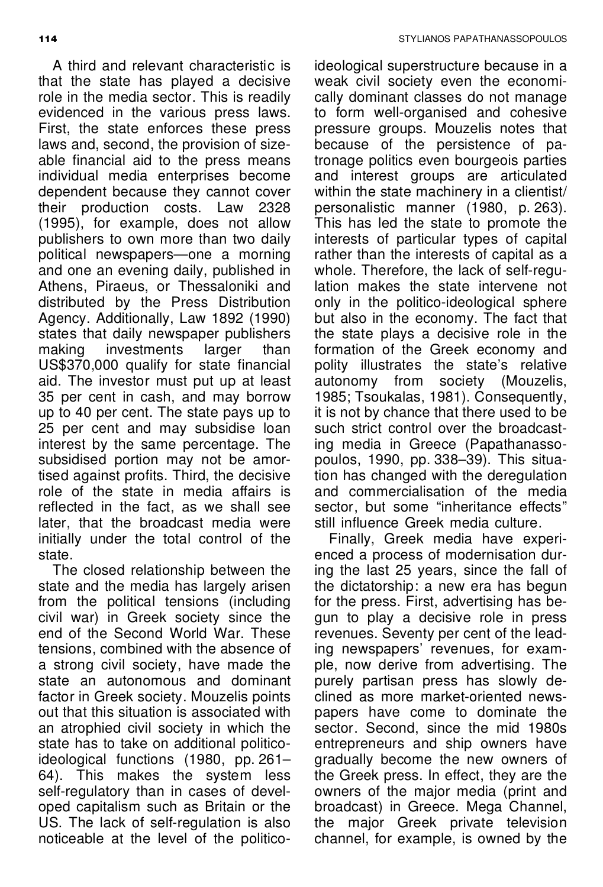A third and relevant characteristic is that the state has played a decisive role in the media sector. This is readily evidenced in the various press laws. First, the state enforces these press laws and, second, the provision of sizeable financial aid to the press means individual media enterprises become dependent because they cannot cover their production costs. Law 2328 (1995), for example, does not allow publishers to own more than two daily political newspapers—one a morning and one an evening daily, published in Athens, Piraeus, or Thessaloniki and distributed by the Press Distribution Agency. Additionally, Law 1892 (1990) states that daily newspaper publishers making investments larger than US$370,000 qualify for state financial aid. The investor must put up at least 35 per cent in cash, and may borrow up to 40 per cent. The state pays up to 25 per cent and may subsidise loan interest by the same percentage. The subsidised portion may not be amortised against profits. Third, the decisive role of the state in media affairs is reflected in the fact, as we shall see later, that the broadcast media were initially under the total control of the state.

The closed relationship between the state and the media has largely arisen from the political tensions (including civil war) in Greek society since the end of the Second World War. These tensions, combined with the absence of a strong civil society, have made the state an autonomous and dominant factor in Greek society. Mouzelis points out that this situation is associated with an atrophied civil society in which the state has to take on additional politico-ideological functions (1980, pp. 261–64). This makes the system less self-regulatory than in cases of developed capitalism such as Britain or the US. The lack of self-regulation is also noticeable at the level of the politico-ideological superstructure because in a weak civil society even the economically dominant classes do not manage to form well-organised and cohesive pressure groups. Mouzelis notes that because of the persistence of patronage politics even bourgeois parties and interest groups are articulated within the state machinery in a clientist/personalistic manner (1980, p. 263). This has led the state to promote the interests of particular types of capital rather than the interests of capital as a whole. Therefore, the lack of self-regulation makes the state intervene not only in the politico-ideological sphere but also in the economy. The fact that the state plays a decisive role in the formation of the Greek economy and polity illustrates the state's relative autonomy from society (Mouzelis, 1985; Tsoukalas, 1981). Consequently, it is not by chance that there used to be such strict control over the broadcasting media in Greece (Papathanassopoulos, 1990, pp. 338–39). This situation has changed with the deregulation and commercialisation of the media sector, but some "inheritance effects" still influence Greek media culture.

Finally, Greek media have experienced a process of modernisation during the last 25 years, since the fall of the dictatorship: a new era has begun for the press. First, advertising has begun to play a decisive role in press revenues. Seventy per cent of the leading newspapers' revenues, for example, now derive from advertising. The purely partisan press has slowly declined as more market-oriented newspapers have come to dominate the sector. Second, since the mid 1980s entrepreneurs and ship owners have gradually become the new owners of the Greek press. In effect, they are the owners of the major media (print and broadcast) in Greece. Mega Channel, the major Greek private television channel, for example, is owned by the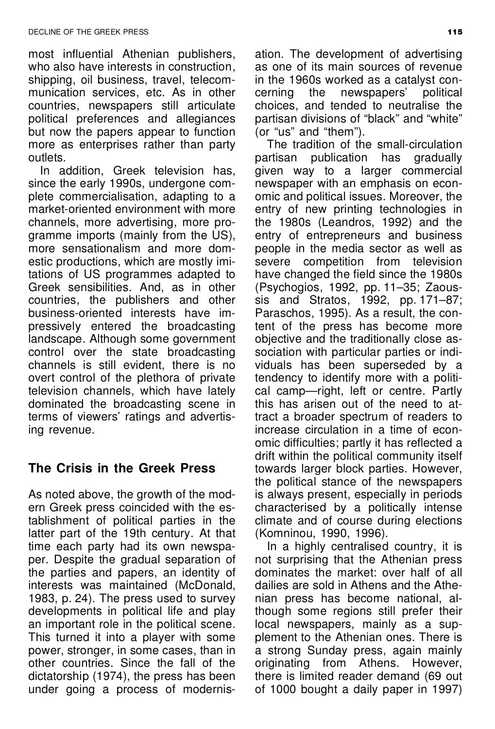most influential Athenian publishers, who also have interests in construction, shipping, oil business, travel, telecommunication services, etc. As in other countries, newspapers still articulate political preferences and allegiances but now the papers appear to function more as enterprises rather than party outlets.

In addition, Greek television has, since the early 1990s, undergone complete commercialisation, adapting to a market-oriented environment with more channels, more advertising, more programme imports (mainly from the US), more sensationalism and more domestic productions, which are mostly imitations of US programmes adapted to Greek sensibilities. And, as in other countries, the publishers and other business-oriented interests have impressively entered the broadcasting landscape. Although some government control over the state broadcasting channels is still evident, there is no overt control of the plethora of private television channels, which have lately dominated the broadcasting scene in terms of viewers' ratings and advertising revenue.

## The Crisis in the Greek Press

As noted above, the growth of the modern Greek press coincided with the establishment of political parties in the latter part of the 19th century. At that time each party had its own newspaper. Despite the gradual separation of the parties and papers, an identity of interests was maintained (McDonald, 1983, p. 24). The press used to survey developments in political life and play an important role in the political scene. This turned it into a player with some power, stronger, in some cases, than in other countries. Since the fall of the dictatorship (1974), the press has been under going a process of modernisation. The development of advertising as one of its main sources of revenue in the 1960s worked as a catalyst concerning the newspapers' political choices, and tended to neutralise the partisan divisions of "black" and "white" (or "us" and "them").

The tradition of the small-circulation partisan publication has gradually given way to a larger commercial newspaper with an emphasis on economic and political issues. Moreover, the entry of new printing technologies in the 1980s (Leandros, 1992) and the entry of entrepreneurs and business people in the media sector as well as severe competition from television have changed the field since the 1980s (Psychogios, 1992, pp. 11–35; Zaoussis and Stratos, 1992, pp. 171–87; Paraschos, 1995). As a result, the content of the press has become more objective and the traditionally close association with particular parties or individuals has been superseded by a tendency to identify more with a political camp—right, left or centre. Partly this has arisen out of the need to attract a broader spectrum of readers to increase circulation in a time of economic difficulties; partly it has reflected a drift within the political community itself towards larger block parties. However, the political stance of the newspapers is always present, especially in periods characterised by a politically intense climate and of course during elections (Komninou, 1990, 1996).

In a highly centralised country, it is not surprising that the Athenian press dominates the market: over half of all dailies are sold in Athens and the Athenian press has become national, although some regions still prefer their local newspapers, mainly as a supplement to the Athenian ones. There is a strong Sunday press, again mainly originating from Athens. However, there is limited reader demand (69 out of 1000 bought a daily paper in 1997)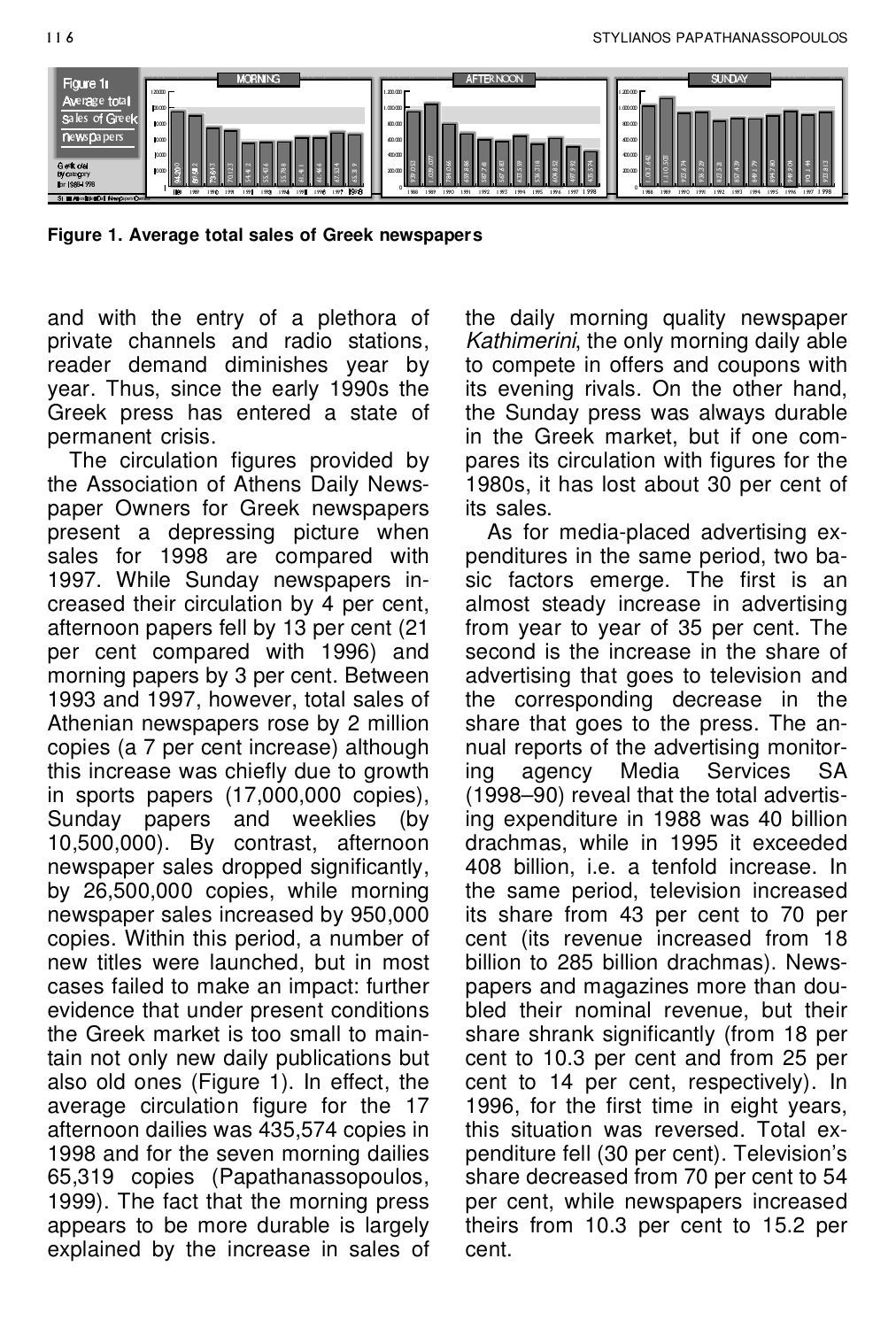Figure 1. Average total sales of Greek newspapers

and with the entry of a plethora of private channels and radio stations, reader demand diminishes year by year. Thus, since the early 1990s the Greek press has entered a state of permanent crisis.

The circulation figures provided by the Association of Athens Daily Newspaper Owners for Greek newspapers present a depressing picture when sales for 1998 are compared with 1997. While Sunday newspapers increased their circulation by 4 per cent, afternoon papers fell by 13 per cent (21 per cent compared with 1996) and morning papers by 3 per cent. Between 1993 and 1997, however, total sales of Athenian newspapers rose by 2 million copies (a 7 per cent increase) although this increase was chiefly due to growth in sports papers (17,000,000 copies), Sunday papers and weeklies (by 10,500,000). By contrast, afternoon newspaper sales dropped significantly, by 26,500,000 copies, while morning newspaper sales increased by 950,000 copies. Within this period, a number of new titles were launched, but in most cases failed to make an impact: further evidence that under present conditions the Greek market is too small to maintain not only new daily publications but also old ones (Figure 1). In effect, the average circulation figure for the 17 afternoon dailies was 435,574 copies in 1998 and for the seven morning dailies 65,319 copies (Papathanassopoulos, 1999). The fact that the morning press appears to be more durable is largely explained by the increase in sales of the daily morning quality newspaper *Kathimerini*, the only morning daily able to compete in offers and coupons with its evening rivals. On the other hand, the Sunday press was always durable in the Greek market, but if one compares its circulation with figures for the 1980s, it has lost about 30 per cent of its sales.

As for media-placed advertising expenditures in the same period, two basic factors emerge. The first is an almost steady increase in advertising from year to year of 35 per cent. The second is the increase in the share of advertising that goes to television and the corresponding decrease in the share that goes to the press. The annual reports of the advertising monitoring agency Media Services SA (1998–90) reveal that the total advertising expenditure in 1988 was 40 billion drachmas, while in 1995 it exceeded 408 billion, i.e. a tenfold increase. In the same period, television increased its share from 43 per cent to 70 per cent (its revenue increased from 18 billion to 285 billion drachmas). Newspapers and magazines more than doubled their nominal revenue, but their share shrank significantly (from 18 per cent to 10.3 per cent and from 25 per cent to 14 per cent, respectively). In 1996, for the first time in eight years, this situation was reversed. Total expenditure fell (30 per cent). Television's share decreased from 70 per cent to 54 per cent, while newspapers increased theirs from 10.3 per cent to 15.2 per cent.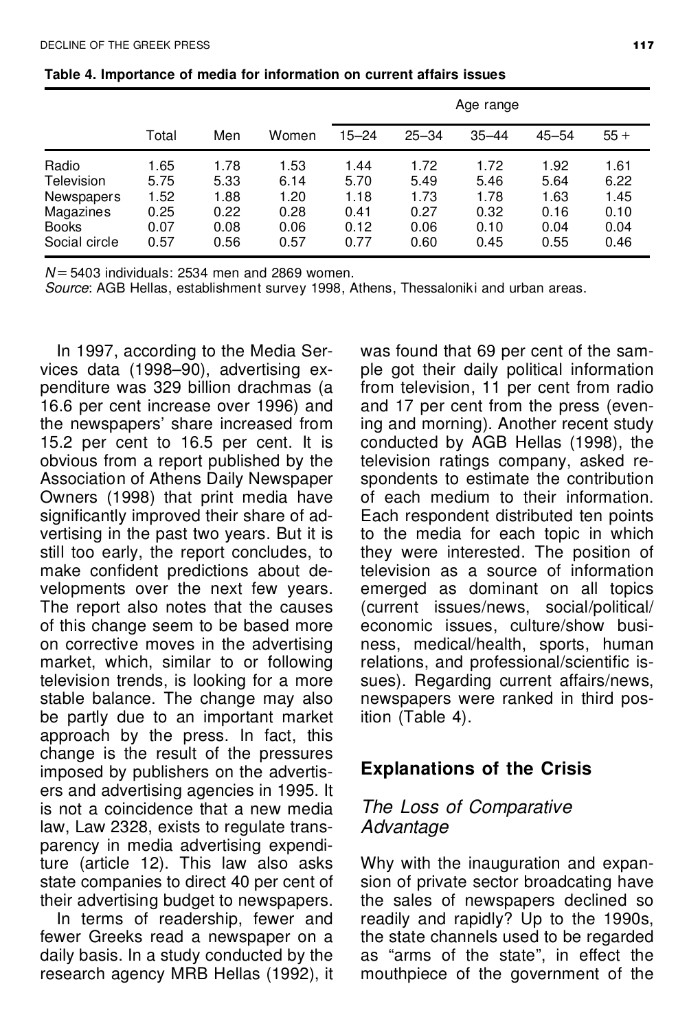**Table 4. Importance of media for information on current affairs issues**

| | Total | Men | Women | Age range | | | | |
|---|---|---|---|---|---|---|---|---|
| | | | | 15–24 | 25–34 | 35–44 | 45–54 | 55 + |
| Radio | 1.65 | 1.78 | 1.53 | 1.44 | 1.72 | 1.72 | 1.92 | 1.61 |
| Television | 5.75 | 5.33 | 6.14 | 5.70 | 5.49 | 5.46 | 5.64 | 6.22 |
| Newspapers | 1.52 | 1.88 | 1.20 | 1.18 | 1.73 | 1.78 | 1.63 | 1.45 |
| Magazines | 0.25 | 0.22 | 0.28 | 0.41 | 0.27 | 0.32 | 0.16 | 0.10 |
| Books | 0.07 | 0.08 | 0.06 | 0.12 | 0.06 | 0.10 | 0.04 | 0.04 |
| Social circle | 0.57 | 0.56 | 0.57 | 0.77 | 0.60 | 0.45 | 0.55 | 0.46 |

$N = 5403$ individuals: 2534 men and 2869 women.
*Source*: AGB Hellas, establishment survey 1998, Athens, Thessaloniki and urban areas.

In 1997, according to the Media Services data (1998–90), advertising expenditure was 329 billion drachmas (a 16.6 per cent increase over 1996) and the newspapers' share increased from 15.2 per cent to 16.5 per cent. It is obvious from a report published by the Association of Athens Daily Newspaper Owners (1998) that print media have significantly improved their share of advertising in the past two years. But it is still too early, the report concludes, to make confident predictions about developments over the next few years. The report also notes that the causes of this change seem to be based more on corrective moves in the advertising market, which, similar to or following television trends, is looking for a more stable balance. The change may also be partly due to an important market approach by the press. In fact, this change is the result of the pressures imposed by publishers on the advertisers and advertising agencies in 1995. It is not a coincidence that a new media law, Law 2328, exists to regulate transparency in media advertising expenditure (article 12). This law also asks state companies to direct 40 per cent of their advertising budget to newspapers.

In terms of readership, fewer and fewer Greeks read a newspaper on a daily basis. In a study conducted by the research agency MRB Hellas (1992), it was found that 69 per cent of the sample got their daily political information from television, 11 per cent from radio and 17 per cent from the press (evening and morning). Another recent study conducted by AGB Hellas (1998), the television ratings company, asked respondents to estimate the contribution of each medium to their information. Each respondent distributed ten points to the media for each topic in which they were interested. The position of television as a source of information emerged as dominant on all topics (current issues/news, social/political/economic issues, culture/show business, medical/health, sports, human relations, and professional/scientific issues). Regarding current affairs/news, newspapers were ranked in third position (Table 4).

## Explanations of the Crisis

### *The Loss of Comparative Advantage*

Why with the inauguration and expansion of private sector broadcating have the sales of newspapers declined so readily and rapidly? Up to the 1990s, the state channels used to be regarded as "arms of the state", in effect the mouthpiece of the government of the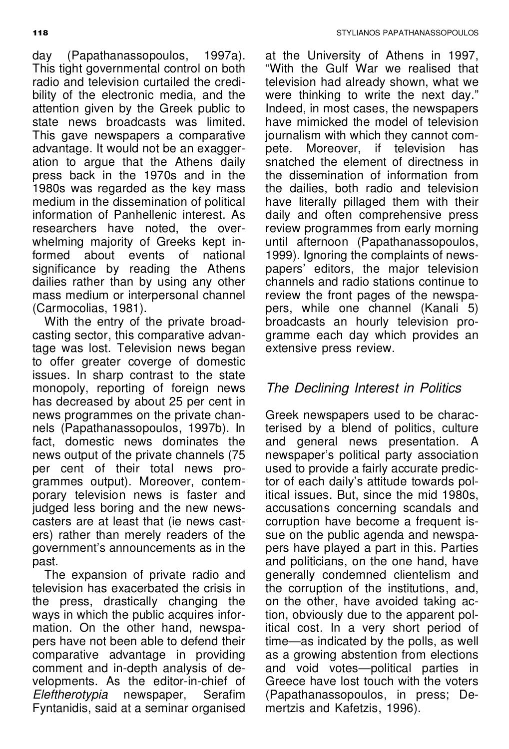day (Papathanassopoulos, 1997a). This tight governmental control on both radio and television curtailed the credibility of the electronic media, and the attention given by the Greek public to state news broadcasts was limited. This gave newspapers a comparative advantage. It would not be an exaggeration to argue that the Athens daily press back in the 1970s and in the 1980s was regarded as the key mass medium in the dissemination of political information of Panhellenic interest. As researchers have noted, the overwhelming majority of Greeks kept informed about events of national significance by reading the Athens dailies rather than by using any other mass medium or interpersonal channel (Carmocolias, 1981).

With the entry of the private broadcasting sector, this comparative advantage was lost. Television news began to offer greater coverge of domestic issues. In sharp contrast to the state monopoly, reporting of foreign news has decreased by about 25 per cent in news programmes on the private channels (Papathanassopoulos, 1997b). In fact, domestic news dominates the news output of the private channels (75 per cent of their total news programmes output). Moreover, contemporary television news is faster and judged less boring and the new newscasters are at least that (ie news casters) rather than merely readers of the government's announcements as in the past.

The expansion of private radio and television has exacerbated the crisis in the press, drastically changing the ways in which the public acquires information. On the other hand, newspapers have not been able to defend their comparative advantage in providing comment and in-depth analysis of developments. As the editor-in-chief of *Eleftherotypia* newspaper, Serafim Fyntanidis, said at a seminar organised at the University of Athens in 1997, "With the Gulf War we realised that television had already shown, what we were thinking to write the next day." Indeed, in most cases, the newspapers have mimicked the model of television journalism with which they cannot compete. Moreover, if television has snatched the element of directness in the dissemination of information from the dailies, both radio and television have literally pillaged them with their daily and often comprehensive press review programmes from early morning until afternoon (Papathanassopoulos, 1999). Ignoring the complaints of newspapers' editors, the major television channels and radio stations continue to review the front pages of the newspapers, while one channel (Kanali 5) broadcasts an hourly television programme each day which provides an extensive press review.

## *The Declining Interest in Politics*

Greek newspapers used to be characterised by a blend of politics, culture and general news presentation. A newspaper's political party association used to provide a fairly accurate predictor of each daily's attitude towards political issues. But, since the mid 1980s, accusations concerning scandals and corruption have become a frequent issue on the public agenda and newspapers have played a part in this. Parties and politicians, on the one hand, have generally condemned clientelism and the corruption of the institutions, and, on the other, have avoided taking action, obviously due to the apparent political cost. In a very short period of time—as indicated by the polls, as well as a growing abstention from elections and void votes—political parties in Greece have lost touch with the voters (Papathanassopoulos, in press; Demertzis and Kafetzis, 1996).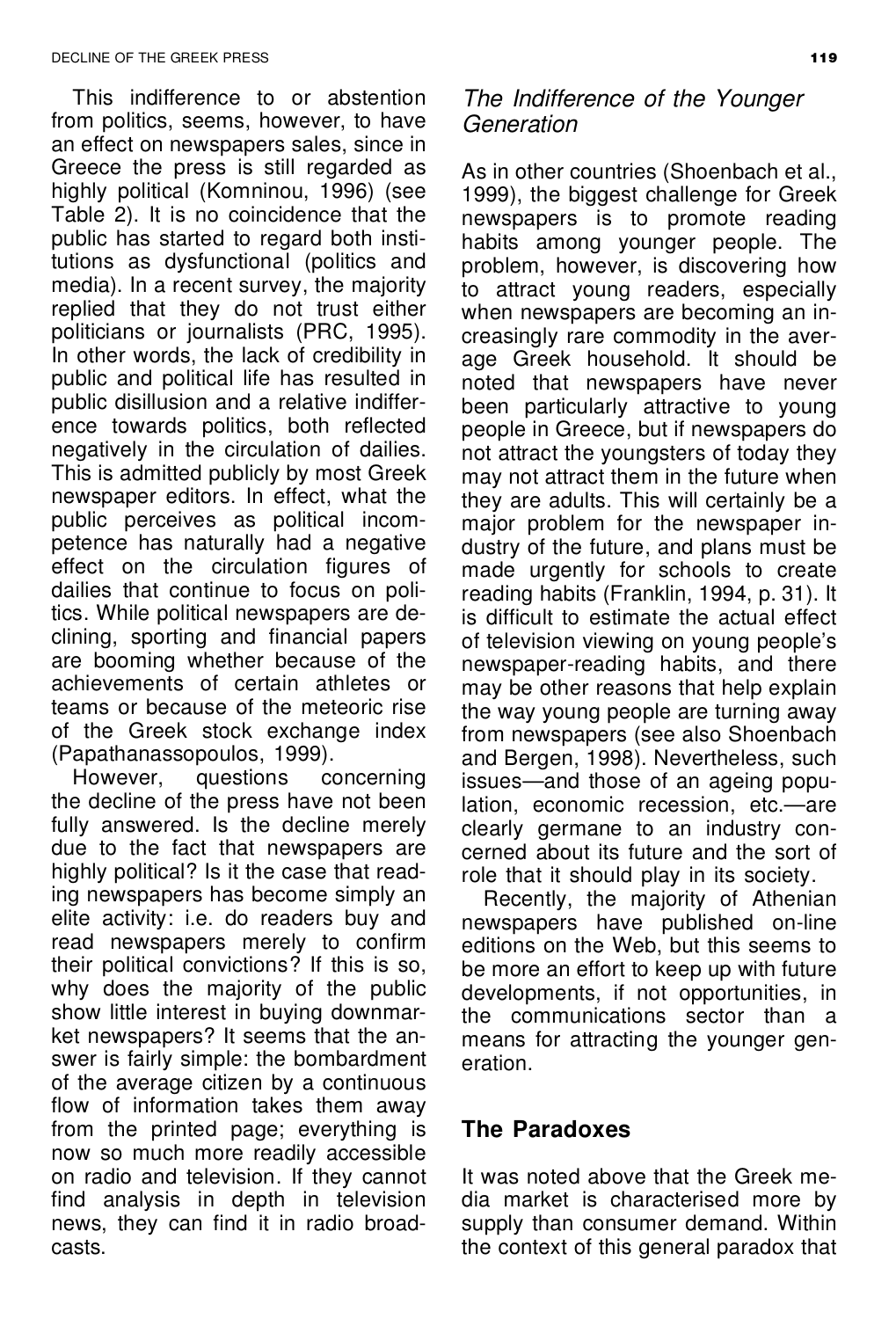This indifference to or abstention from politics, seems, however, to have an effect on newspapers sales, since in Greece the press is still regarded as highly political (Komninou, 1996) (see Table 2). It is no coincidence that the public has started to regard both institutions as dysfunctional (politics and media). In a recent survey, the majority replied that they do not trust either politicians or journalists (PRC, 1995). In other words, the lack of credibility in public and political life has resulted in public disillusion and a relative indifference towards politics, both reflected negatively in the circulation of dailies. This is admitted publicly by most Greek newspaper editors. In effect, what the public perceives as political incompetence has naturally had a negative effect on the circulation figures of dailies that continue to focus on politics. While political newspapers are declining, sporting and financial papers are booming whether because of the achievements of certain athletes or teams or because of the meteoric rise of the Greek stock exchange index (Papathanassopoulos, 1999).

However, questions concerning the decline of the press have not been fully answered. Is the decline merely due to the fact that newspapers are highly political? Is it the case that reading newspapers has become simply an elite activity: i.e. do readers buy and read newspapers merely to confirm their political convictions? If this is so, why does the majority of the public show little interest in buying downmarket newspapers? It seems that the answer is fairly simple: the bombardment of the average citizen by a continuous flow of information takes them away from the printed page; everything is now so much more readily accessible on radio and television. If they cannot find analysis in depth in television news, they can find it in radio broadcasts.

### *The Indifference of the Younger Generation*

As in other countries (Shoenbach et al., 1999), the biggest challenge for Greek newspapers is to promote reading habits among younger people. The problem, however, is discovering how to attract young readers, especially when newspapers are becoming an increasingly rare commodity in the average Greek household. It should be noted that newspapers have never been particularly attractive to young people in Greece, but if newspapers do not attract the youngsters of today they may not attract them in the future when they are adults. This will certainly be a major problem for the newspaper industry of the future, and plans must be made urgently for schools to create reading habits (Franklin, 1994, p. 31). It is difficult to estimate the actual effect of television viewing on young people's newspaper-reading habits, and there may be other reasons that help explain the way young people are turning away from newspapers (see also Shoenbach and Bergen, 1998). Nevertheless, such issues—and those of an ageing population, economic recession, etc.—are clearly germane to an industry concerned about its future and the sort of role that it should play in its society.

Recently, the majority of Athenian newspapers have published on-line editions on the Web, but this seems to be more an effort to keep up with future developments, if not opportunities, in the communications sector than a means for attracting the younger generation.

## The Paradoxes

It was noted above that the Greek media market is characterised more by supply than consumer demand. Within the context of this general paradox that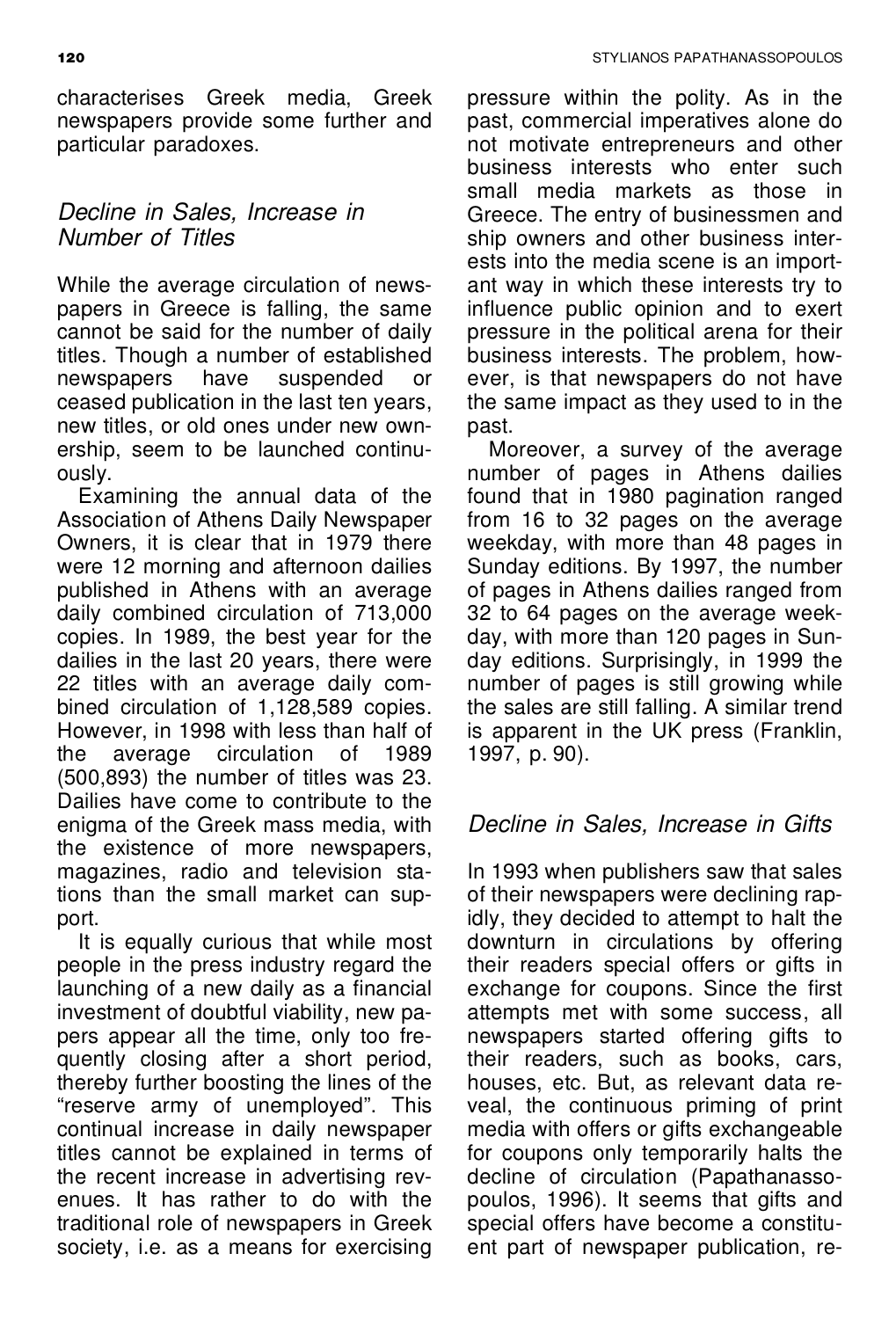characterises Greek media, Greek newspapers provide some further and particular paradoxes.

## *Decline in Sales, Increase in Number of Titles*

While the average circulation of newspapers in Greece is falling, the same cannot be said for the number of daily titles. Though a number of established newspapers have suspended or ceased publication in the last ten years, new titles, or old ones under new ownership, seem to be launched continuously.

Examining the annual data of the Association of Athens Daily Newspaper Owners, it is clear that in 1979 there were 12 morning and afternoon dailies published in Athens with an average daily combined circulation of 713,000 copies. In 1989, the best year for the dailies in the last 20 years, there were 22 titles with an average daily combined circulation of 1,128,589 copies. However, in 1998 with less than half of the average circulation of 1989 (500,893) the number of titles was 23. Dailies have come to contribute to the enigma of the Greek mass media, with the existence of more newspapers, magazines, radio and television stations than the small market can support.

It is equally curious that while most people in the press industry regard the launching of a new daily as a financial investment of doubtful viability, new papers appear all the time, only too frequently closing after a short period, thereby further boosting the lines of the "reserve army of unemployed". This continual increase in daily newspaper titles cannot be explained in terms of the recent increase in advertising revenues. It has rather to do with the traditional role of newspapers in Greek society, i.e. as a means for exercising pressure within the polity. As in the past, commercial imperatives alone do not motivate entrepreneurs and other business interests who enter such small media markets as those in Greece. The entry of businessmen and ship owners and other business interests into the media scene is an important way in which these interests try to influence public opinion and to exert pressure in the political arena for their business interests. The problem, however, is that newspapers do not have the same impact as they used to in the past.

Moreover, a survey of the average number of pages in Athens dailies found that in 1980 pagination ranged from 16 to 32 pages on the average weekday, with more than 48 pages in Sunday editions. By 1997, the number of pages in Athens dailies ranged from 32 to 64 pages on the average weekday, with more than 120 pages in Sunday editions. Surprisingly, in 1999 the number of pages is still growing while the sales are still falling. A similar trend is apparent in the UK press (Franklin, 1997, p. 90).

## *Decline in Sales, Increase in Gifts*

In 1993 when publishers saw that sales of their newspapers were declining rapidly, they decided to attempt to halt the downturn in circulations by offering their readers special offers or gifts in exchange for coupons. Since the first attempts met with some success, all newspapers started offering gifts to their readers, such as books, cars, houses, etc. But, as relevant data reveal, the continuous priming of print media with offers or gifts exchangeable for coupons only temporarily halts the decline of circulation (Papathanassopoulos, 1996). It seems that gifts and special offers have become a constituent part of newspaper publication, re-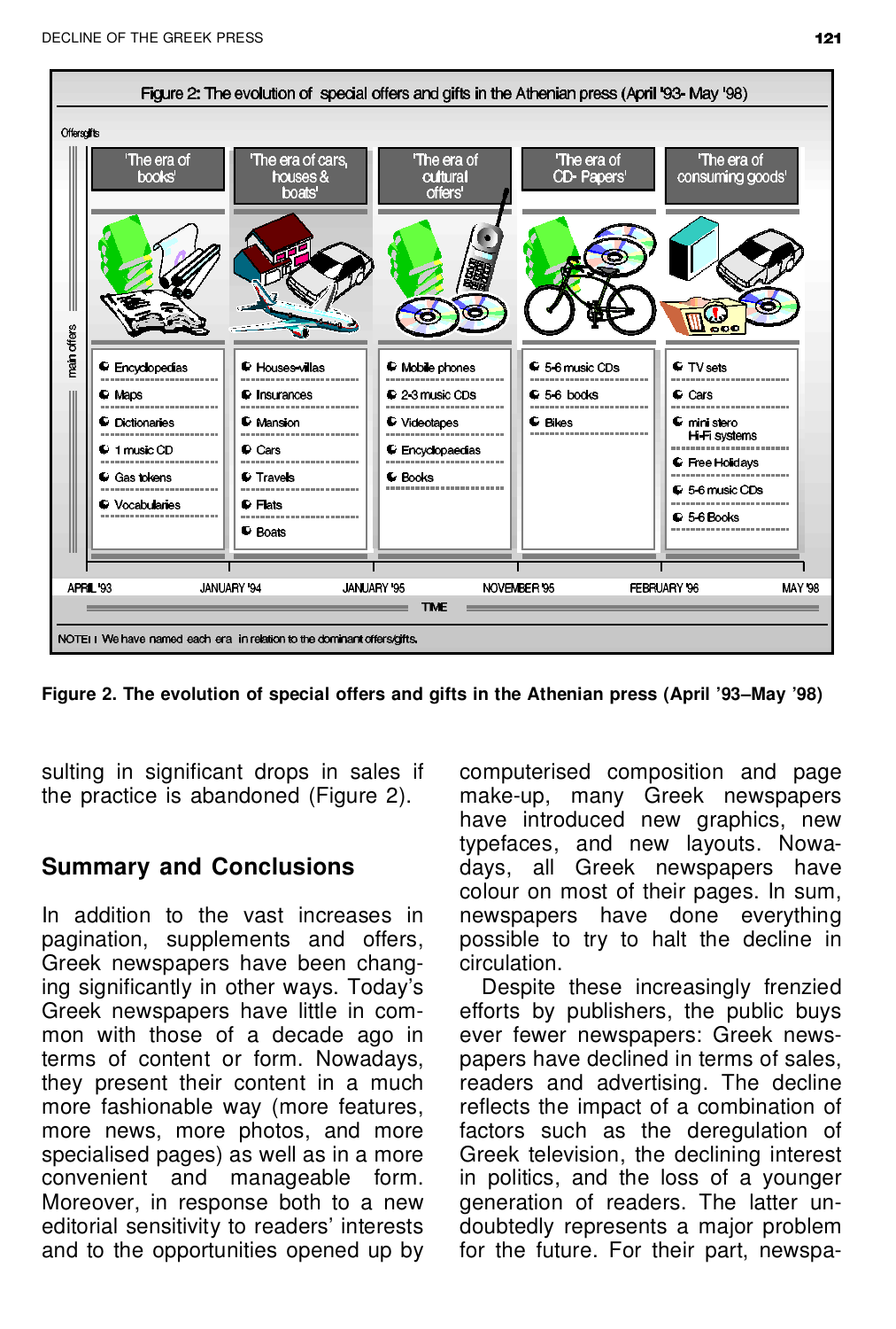Figure 2: The evolution of special offers and gifts in the Athenian press (April '93- May '98)

| 'The era of books' | 'The era of cars, houses & boats' | 'The era of cultural offers' | 'The era of CD- Papers' | 'The era of consuming goods' |
|---|---|---|---|---|
| Encyclopedias | Houses-villas | Mobile phones | 5-6 music CDs | TV sets |
| Maps | Insurances | 2-3 music CDs | 5-6 books | Cars |
| Dictionaries | Mansion | Videotapes | Bikes | mini stero Hi-Fi systems |
| 1 music CD | Cars | Encyclopaedias | | Free Holidays |
| Gas tokens | Travels | Books | | 5-6 music CDs |
| Vocabularies | Flats | | | 5-6 Books |
| | Boats | | | |

Offers/gifts — main offers

TIME: APRIL '93 — JANUARY '94 — JANUARY '95 — NOVEMBER '95 — FEBRUARY '96 — MAY '98

NOTE: We have named each era in relation to the dominant offers/gifts.

**Figure 2. The evolution of special offers and gifts in the Athenian press (April '93–May '98)**

sulting in significant drops in sales if the practice is abandoned (Figure 2).

## Summary and Conclusions

In addition to the vast increases in pagination, supplements and offers, Greek newspapers have been changing significantly in other ways. Today's Greek newspapers have little in common with those of a decade ago in terms of content or form. Nowadays, they present their content in a much more fashionable way (more features, more news, more photos, and more specialised pages) as well as in a more convenient and manageable form. Moreover, in response both to a new editorial sensitivity to readers' interests and to the opportunities opened up by computerised composition and page make-up, many Greek newspapers have introduced new graphics, new typefaces, and new layouts. Nowadays, all Greek newspapers have colour on most of their pages. In sum, newspapers have done everything possible to try to halt the decline in circulation.

Despite these increasingly frenzied efforts by publishers, the public buys ever fewer newspapers: Greek newspapers have declined in terms of sales, readers and advertising. The decline reflects the impact of a combination of factors such as the deregulation of Greek television, the declining interest in politics, and the loss of a younger generation of readers. The latter undoubtedly represents a major problem for the future. For their part, newspa-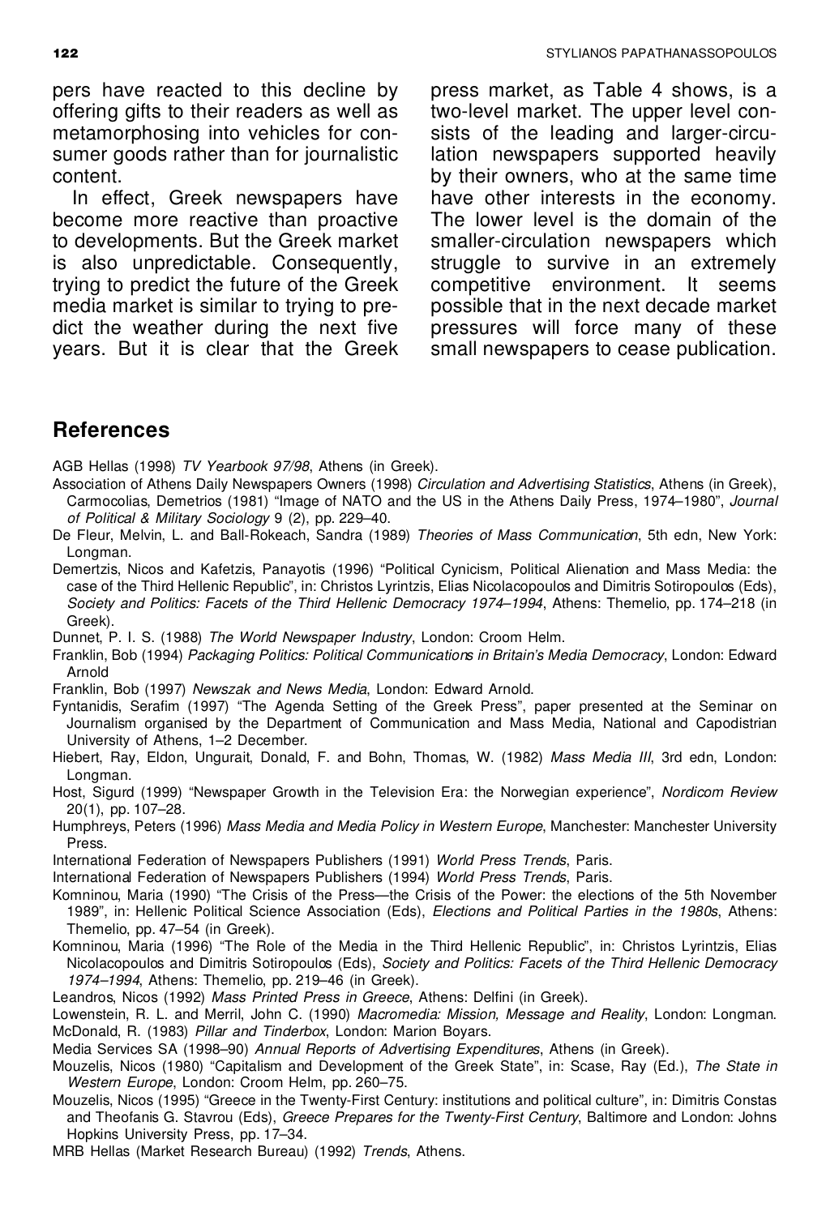pers have reacted to this decline by offering gifts to their readers as well as metamorphosing into vehicles for consumer goods rather than for journalistic content.

In effect, Greek newspapers have become more reactive than proactive to developments. But the Greek market is also unpredictable. Consequently, trying to predict the future of the Greek media market is similar to trying to predict the weather during the next five years. But it is clear that the Greek press market, as Table 4 shows, is a two-level market. The upper level consists of the leading and larger-circulation newspapers supported heavily by their owners, who at the same time have other interests in the economy. The lower level is the domain of the smaller-circulation newspapers which struggle to survive in an extremely competitive environment. It seems possible that in the next decade market pressures will force many of these small newspapers to cease publication.

## References

AGB Hellas (1998) *TV Yearbook 97/98*, Athens (in Greek).

Association of Athens Daily Newspapers Owners (1998) *Circulation and Advertising Statistics*, Athens (in Greek), Carmocolias, Demetrios (1981) "Image of NATO and the US in the Athens Daily Press, 1974–1980", *Journal of Political & Military Sociology* 9 (2), pp. 229–40.

De Fleur, Melvin, L. and Ball-Rokeach, Sandra (1989) *Theories of Mass Communication*, 5th edn, New York: Longman.

Demertzis, Nicos and Kafetzis, Panayotis (1996) "Political Cynicism, Political Alienation and Mass Media: the case of the Third Hellenic Republic", in: Christos Lyrintzis, Elias Nicolacopoulos and Dimitris Sotiropoulos (Eds), *Society and Politics: Facets of the Third Hellenic Democracy 1974–1994*, Athens: Themelio, pp. 174–218 (in Greek).

Dunnet, P. I. S. (1988) *The World Newspaper Industry*, London: Croom Helm.

Franklin, Bob (1994) *Packaging Politics: Political Communications in Britain's Media Democracy*, London: Edward Arnold

Franklin, Bob (1997) *Newszak and News Media*, London: Edward Arnold.

Fyntanidis, Serafim (1997) "The Agenda Setting of the Greek Press", paper presented at the Seminar on Journalism organised by the Department of Communication and Mass Media, National and Capodistrian University of Athens, 1–2 December.

Hiebert, Ray, Eldon, Ungurait, Donald, F. and Bohn, Thomas, W. (1982) *Mass Media III*, 3rd edn, London: Longman.

Host, Sigurd (1999) "Newspaper Growth in the Television Era: the Norwegian experience", *Nordicom Review* 20(1), pp. 107–28.

Humphreys, Peters (1996) *Mass Media and Media Policy in Western Europe*, Manchester: Manchester University Press.

International Federation of Newspapers Publishers (1991) *World Press Trends*, Paris.

International Federation of Newspapers Publishers (1994) *World Press Trends*, Paris.

Komninou, Maria (1990) "The Crisis of the Press—the Crisis of the Power: the elections of the 5th November 1989", in: Hellenic Political Science Association (Eds), *Elections and Political Parties in the 1980s*, Athens: Themelio, pp. 47–54 (in Greek).

Komninou, Maria (1996) "The Role of the Media in the Third Hellenic Republic", in: Christos Lyrintzis, Elias Nicolacopoulos and Dimitris Sotiropoulos (Eds), *Society and Politics: Facets of the Third Hellenic Democracy 1974–1994*, Athens: Themelio, pp. 219–46 (in Greek).

Leandros, Nicos (1992) *Mass Printed Press in Greece*, Athens: Delfini (in Greek).

Lowenstein, R. L. and Merril, John C. (1990) *Macromedia: Mission, Message and Reality*, London: Longman.

McDonald, R. (1983) *Pillar and Tinderbox*, London: Marion Boyars.

Media Services SA (1998–90) *Annual Reports of Advertising Expenditures*, Athens (in Greek).

Mouzelis, Nicos (1980) "Capitalism and Development of the Greek State", in: Scase, Ray (Ed.), *The State in Western Europe*, London: Croom Helm, pp. 260–75.

Mouzelis, Nicos (1995) "Greece in the Twenty-First Century: institutions and political culture", in: Dimitris Constas and Theofanis G. Stavrou (Eds), *Greece Prepares for the Twenty-First Century*, Baltimore and London: Johns Hopkins University Press, pp. 17–34.

MRB Hellas (Market Research Bureau) (1992) *Trends*, Athens.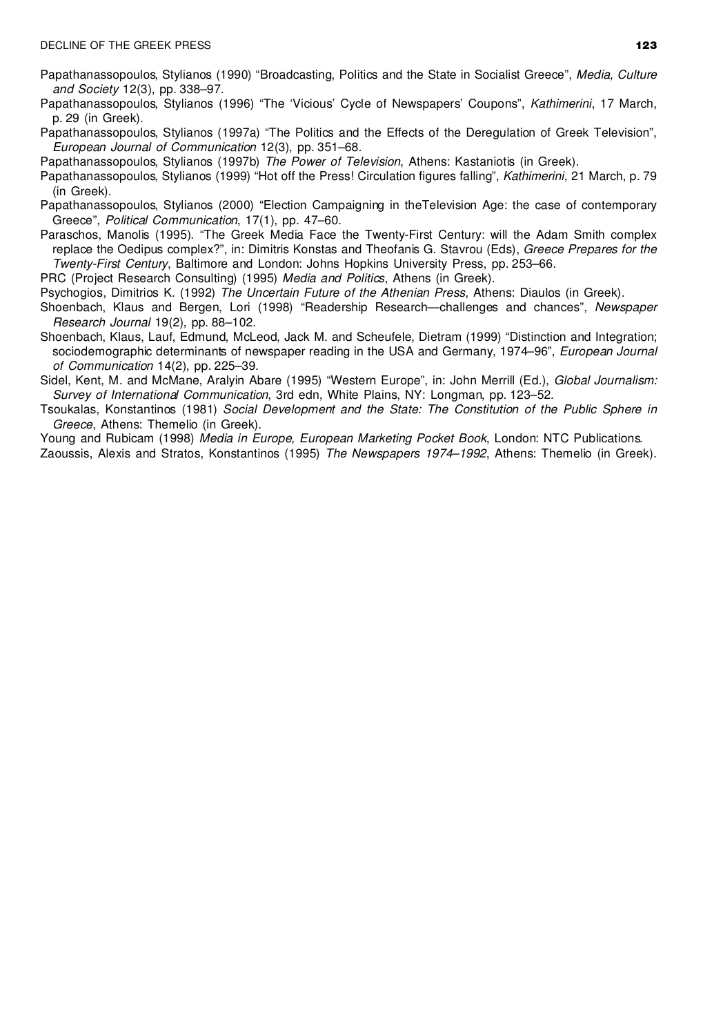Papathanassopoulos, Stylianos (1990) "Broadcasting, Politics and the State in Socialist Greece", *Media, Culture and Society* 12(3), pp. 338–97.

Papathanassopoulos, Stylianos (1996) "The 'Vicious' Cycle of Newspapers' Coupons", *Kathimerini*, 17 March, p. 29 (in Greek).

Papathanassopoulos, Stylianos (1997a) "The Politics and the Effects of the Deregulation of Greek Television", *European Journal of Communication* 12(3), pp. 351–68.

Papathanassopoulos, Stylianos (1997b) *The Power of Television*, Athens: Kastaniotis (in Greek).

Papathanassopoulos, Stylianos (1999) "Hot off the Press! Circulation figures falling", *Kathimerini*, 21 March, p. 79 (in Greek).

Papathanassopoulos, Stylianos (2000) "Election Campaigning in theTelevision Age: the case of contemporary Greece", *Political Communication*, 17(1), pp. 47–60.

Paraschos, Manolis (1995). "The Greek Media Face the Twenty-First Century: will the Adam Smith complex replace the Oedipus complex?", in: Dimitris Konstas and Theofanis G. Stavrou (Eds), *Greece Prepares for the Twenty-First Century*, Baltimore and London: Johns Hopkins University Press, pp. 253–66.

PRC (Project Research Consulting) (1995) *Media and Politics*, Athens (in Greek).

Psychogios, Dimitrios K. (1992) *The Uncertain Future of the Athenian Press*, Athens: Diaulos (in Greek).

Shoenbach, Klaus and Bergen, Lori (1998) "Readership Research—challenges and chances", *Newspaper Research Journal* 19(2), pp. 88–102.

Shoenbach, Klaus, Lauf, Edmund, McLeod, Jack M. and Scheufele, Dietram (1999) "Distinction and Integration; sociodemographic determinants of newspaper reading in the USA and Germany, 1974–96", *European Journal of Communication* 14(2), pp. 225–39.

Sidel, Kent, M. and McMane, Aralyin Abare (1995) "Western Europe", in: John Merrill (Ed.), *Global Journalism: Survey of International Communication*, 3rd edn, White Plains, NY: Longman, pp. 123–52.

Tsoukalas, Konstantinos (1981) *Social Development and the State: The Constitution of the Public Sphere in Greece*, Athens: Themelio (in Greek).

Young and Rubicam (1998) *Media in Europe, European Marketing Pocket Book*, London: NTC Publications.

Zaoussis, Alexis and Stratos, Konstantinos (1995) *The Newspapers 1974–1992*, Athens: Themelio (in Greek).